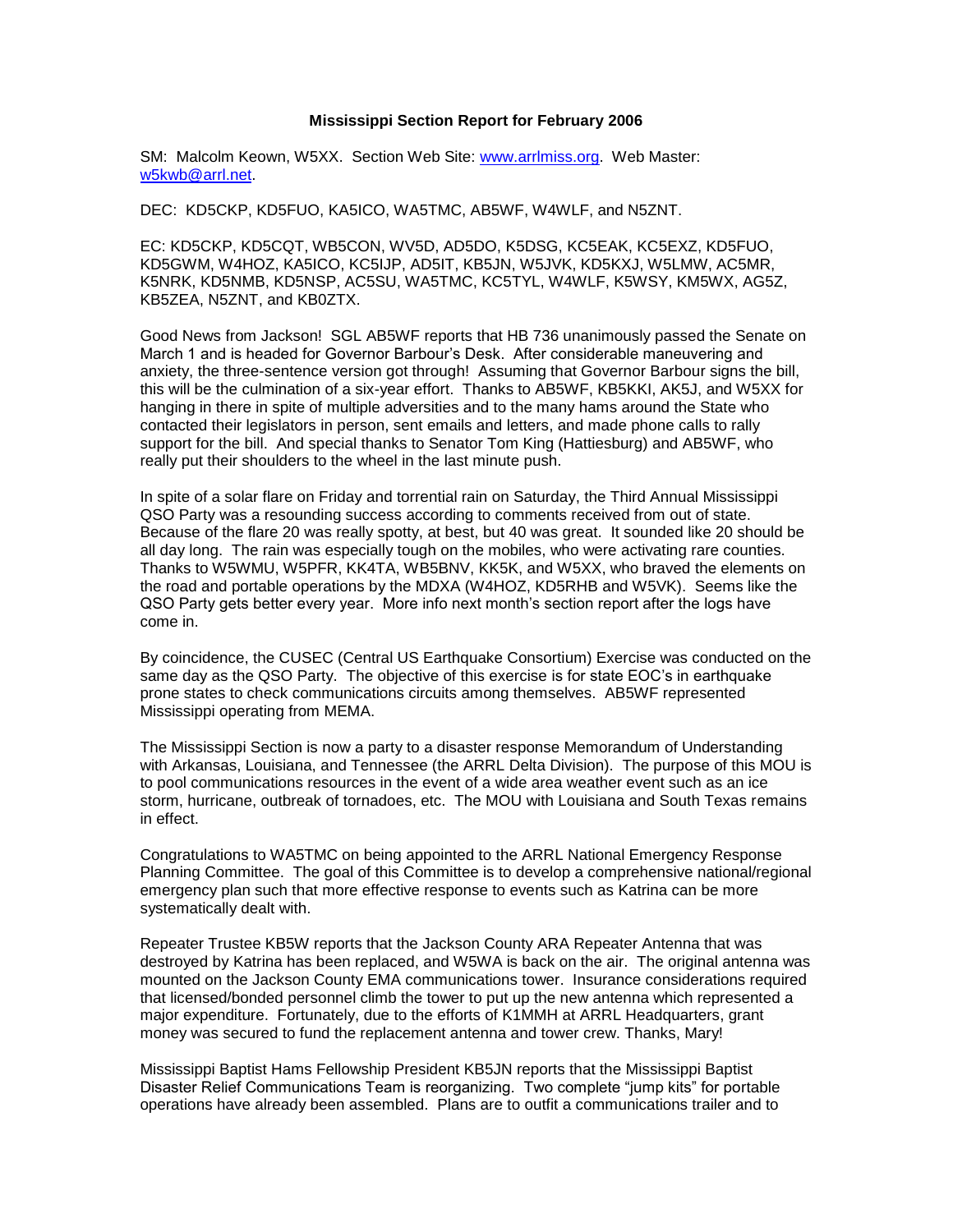**Mississippi Section Report for February 2006**

SM: Malcolm Keown, W5XX. Section Web Site: www.arrlmiss.org. Web Master: w5kwb@arrl.net.

DEC: KD5CKP, KD5FUO, KA5ICO, WA5TMC, AB5WF, W4WLF, and N5ZNT.

EC: KD5CKP, KD5CQT, WB5CON, WV5D, AD5DO, K5DSG, KC5EAK, KC5EXZ, KD5FUO, KD5GWM, W4HOZ, KA5ICO, KC5IJP, AD5IT, KB5JN, W5JVK, KD5KXJ, W5LMW, AC5MR, K5NRK, KD5NMB, KD5NSP, AC5SU, WA5TMC, KC5TYL, W4WLF, K5WSY, KM5WX, AG5Z, KB5ZEA, N5ZNT, and KB0ZTX.

Good News from Jackson! SGL AB5WF reports that HB 736 unanimously passed the Senate on March 1 and is headed for Governor Barbour's Desk. After considerable maneuvering and anxiety, the three-sentence version got through! Assuming that Governor Barbour signs the bill, this will be the culmination of a six-year effort. Thanks to AB5WF, KB5KKI, AK5J, and W5XX for hanging in there in spite of multiple adversities and to the many hams around the State who contacted their legislators in person, sent emails and letters, and made phone calls to rally support for the bill. And special thanks to Senator Tom King (Hattiesburg) and AB5WF, who really put their shoulders to the wheel in the last minute push.

In spite of a solar flare on Friday and torrential rain on Saturday, the Third Annual Mississippi QSO Party was a resounding success according to comments received from out of state. Because of the flare 20 was really spotty, at best, but 40 was great. It sounded like 20 should be all day long. The rain was especially tough on the mobiles, who were activating rare counties. Thanks to W5WMU, W5PFR, KK4TA, WB5BNV, KK5K, and W5XX, who braved the elements on the road and portable operations by the MDXA (W4HOZ, KD5RHB and W5VK). Seems like the QSO Party gets better every year. More info next month's section report after the logs have come in.

By coincidence, the CUSEC (Central US Earthquake Consortium) Exercise was conducted on the same day as the QSO Party. The objective of this exercise is for state EOC's in earthquake prone states to check communications circuits among themselves. AB5WF represented Mississippi operating from MEMA.

The Mississippi Section is now a party to a disaster response Memorandum of Understanding with Arkansas, Louisiana, and Tennessee (the ARRL Delta Division). The purpose of this MOU is to pool communications resources in the event of a wide area weather event such as an ice storm, hurricane, outbreak of tornadoes, etc. The MOU with Louisiana and South Texas remains in effect.

Congratulations to WA5TMC on being appointed to the ARRL National Emergency Response Planning Committee. The goal of this Committee is to develop a comprehensive national/regional emergency plan such that more effective response to events such as Katrina can be more systematically dealt with.

Repeater Trustee KB5W reports that the Jackson County ARA Repeater Antenna that was destroyed by Katrina has been replaced, and W5WA is back on the air. The original antenna was mounted on the Jackson County EMA communications tower. Insurance considerations required that licensed/bonded personnel climb the tower to put up the new antenna which represented a major expenditure. Fortunately, due to the efforts of K1MMH at ARRL Headquarters, grant money was secured to fund the replacement antenna and tower crew. Thanks, Mary!

Mississippi Baptist Hams Fellowship President KB5JN reports that the Mississippi Baptist Disaster Relief Communications Team is reorganizing. Two complete "jump kits" for portable operations have already been assembled. Plans are to outfit a communications trailer and to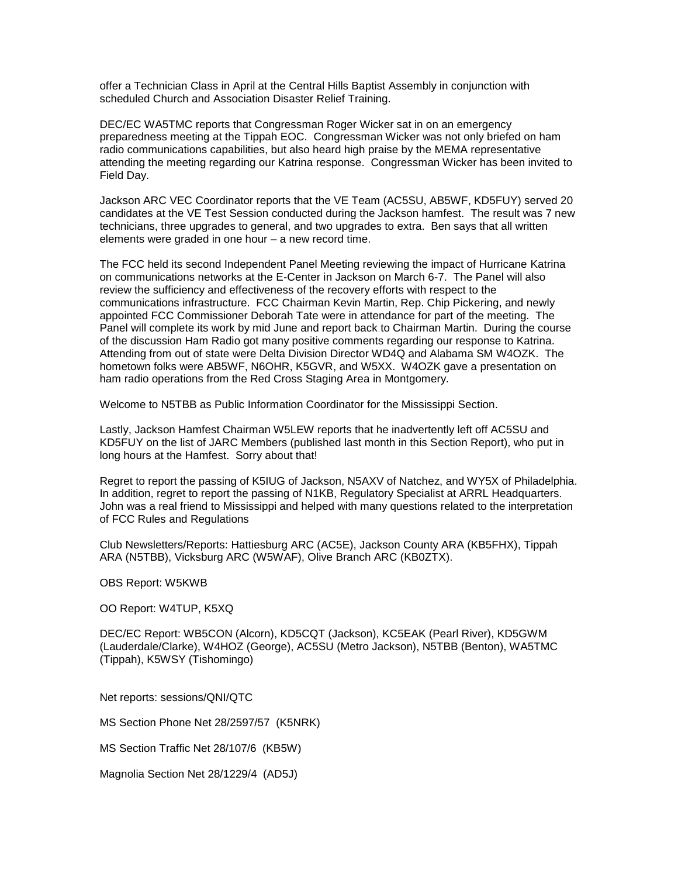offer a Technician Class in April at the Central Hills Baptist Assembly in conjunction with scheduled Church and Association Disaster Relief Training.

DEC/EC WA5TMC reports that Congressman Roger Wicker sat in on an emergency preparedness meeting at the Tippah EOC. Congressman Wicker was not only briefed on ham radio communications capabilities, but also heard high praise by the MEMA representative attending the meeting regarding our Katrina response. Congressman Wicker has been invited to Field Day.

Jackson ARC VEC Coordinator reports that the VE Team (AC5SU, AB5WF, KD5FUY) served 20 candidates at the VE Test Session conducted during the Jackson hamfest. The result was 7 new technicians, three upgrades to general, and two upgrades to extra. Ben says that all written elements were graded in one hour – a new record time.

The FCC held its second Independent Panel Meeting reviewing the impact of Hurricane Katrina on communications networks at the E-Center in Jackson on March 6-7. The Panel will also review the sufficiency and effectiveness of the recovery efforts with respect to the communications infrastructure. FCC Chairman Kevin Martin, Rep. Chip Pickering, and newly appointed FCC Commissioner Deborah Tate were in attendance for part of the meeting. The Panel will complete its work by mid June and report back to Chairman Martin. During the course of the discussion Ham Radio got many positive comments regarding our response to Katrina. Attending from out of state were Delta Division Director WD4Q and Alabama SM W4OZK. The hometown folks were AB5WF, N6OHR, K5GVR, and W5XX. W4OZK gave a presentation on ham radio operations from the Red Cross Staging Area in Montgomery.

Welcome to N5TBB as Public Information Coordinator for the Mississippi Section.

Lastly, Jackson Hamfest Chairman W5LEW reports that he inadvertently left off AC5SU and KD5FUY on the list of JARC Members (published last month in this Section Report), who put in long hours at the Hamfest. Sorry about that!

Regret to report the passing of K5IUG of Jackson, N5AXV of Natchez, and WY5X of Philadelphia. In addition, regret to report the passing of N1KB, Regulatory Specialist at ARRL Headquarters. John was a real friend to Mississippi and helped with many questions related to the interpretation of FCC Rules and Regulations

Club Newsletters/Reports: Hattiesburg ARC (AC5E), Jackson County ARA (KB5FHX), Tippah ARA (N5TBB), Vicksburg ARC (W5WAF), Olive Branch ARC (KB0ZTX).

OBS Report: W5KWB

OO Report: W4TUP, K5XQ

DEC/EC Report: WB5CON (Alcorn), KD5CQT (Jackson), KC5EAK (Pearl River), KD5GWM (Lauderdale/Clarke), W4HOZ (George), AC5SU (Metro Jackson), N5TBB (Benton), WA5TMC (Tippah), K5WSY (Tishomingo)

Net reports: sessions/QNI/QTC

MS Section Phone Net 28/2597/57 (K5NRK)

MS Section Traffic Net 28/107/6 (KB5W)

Magnolia Section Net 28/1229/4 (AD5J)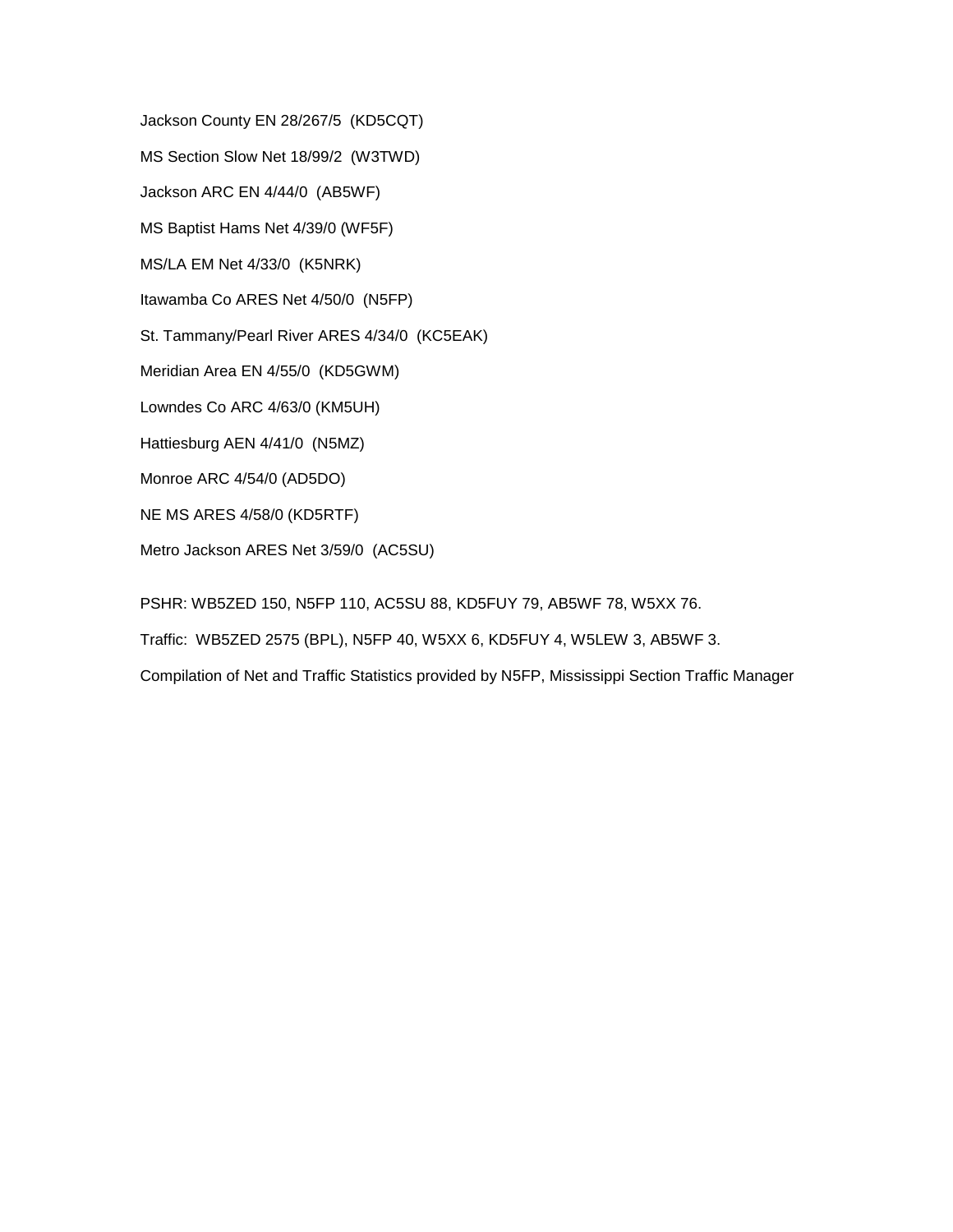Jackson County EN 28/267/5 (KD5CQT)

MS Section Slow Net 18/99/2 (W3TWD)

Jackson ARC EN 4/44/0 (AB5WF)

MS Baptist Hams Net 4/39/0 (WF5F)

MS/LA EM Net 4/33/0 (K5NRK)

Itawamba Co ARES Net 4/50/0 (N5FP)

St. Tammany/Pearl River ARES 4/34/0 (KC5EAK)

Meridian Area EN 4/55/0 (KD5GWM)

Lowndes Co ARC 4/63/0 (KM5UH)

Hattiesburg AEN 4/41/0 (N5MZ)

Monroe ARC 4/54/0 (AD5DO)

NE MS ARES 4/58/0 (KD5RTF)

Metro Jackson ARES Net 3/59/0 (AC5SU)

PSHR: WB5ZED 150, N5FP 110, AC5SU 88, KD5FUY 79, AB5WF 78, W5XX 76.

Traffic: WB5ZED 2575 (BPL), N5FP 40, W5XX 6, KD5FUY 4, W5LEW 3, AB5WF 3.

Compilation of Net and Traffic Statistics provided by N5FP, Mississippi Section Traffic Manager